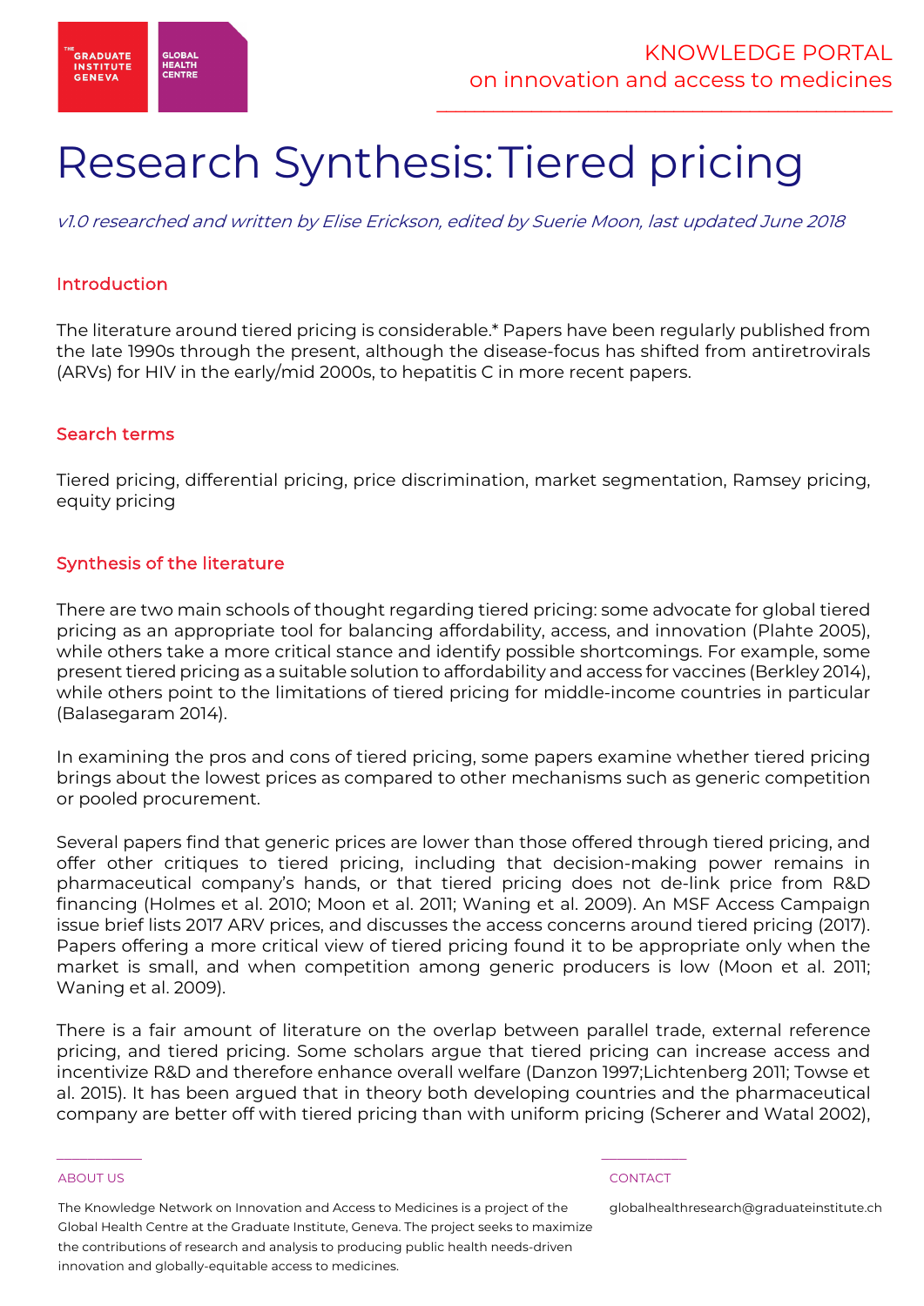# Research Synthesis: Tiered pricing

*v1.0 researched and written by Elise Erickson, edited by Suerie Moon, last updated June 2018*

## Introduction

The literature around tiered pricing is considerable.* Papers have been regularly published from the late 1990s through the present, although the disease-focus has shifted from antiretrovirals (ARVs) for HIV in the early/mid 2000s, to hepatitis C in more recent papers.

## Search terms

Tiered pricing, differential pricing, price discrimination, market segmentation, Ramsey pricing, equity pricing

## Synthesis of the literature

There are two main schools of thought regarding tiered pricing: some advocate for global tiered pricing as an appropriate tool for balancing affordability, access, and innovation (Plahte 2005), while others take a more critical stance and identify possible shortcomings. For example, some present tiered pricing as a suitable solution to affordability and access for vaccines (Berkley 2014), while others point to the limitations of tiered pricing for middle-income countries in particular (Balasegaram 2014).

In examining the pros and cons of tiered pricing, some papers examine whether tiered pricing brings about the lowest prices as compared to other mechanisms such as generic competition or pooled procurement.

Several papers find that generic prices are lower than those offered through tiered pricing, and offer other critiques to tiered pricing, including that decision-making power remains in pharmaceutical company's hands, or that tiered pricing does not de-link price from R&D financing (Holmes et al. 2010; Moon et al. 2011; Waning et al. 2009). An MSF Access Campaign issue brief lists 2017 ARV prices, and discusses the access concerns around tiered pricing (2017). Papers offering a more critical view of tiered pricing found it to be appropriate only when the market is small, and when competition among generic producers is low (Moon et al. 2011; Waning et al. 2009).

There is a fair amount of literature on the overlap between parallel trade, external reference pricing, and tiered pricing. Some scholars argue that tiered pricing can increase access and incentivize R&D and therefore enhance overall welfare (Danzon 1997;Lichtenberg 2011; Towse et al. 2015). It has been argued that in theory both developing countries and the pharmaceutical company are better off with tiered pricing than with uniform pricing (Scherer and Watal 2002),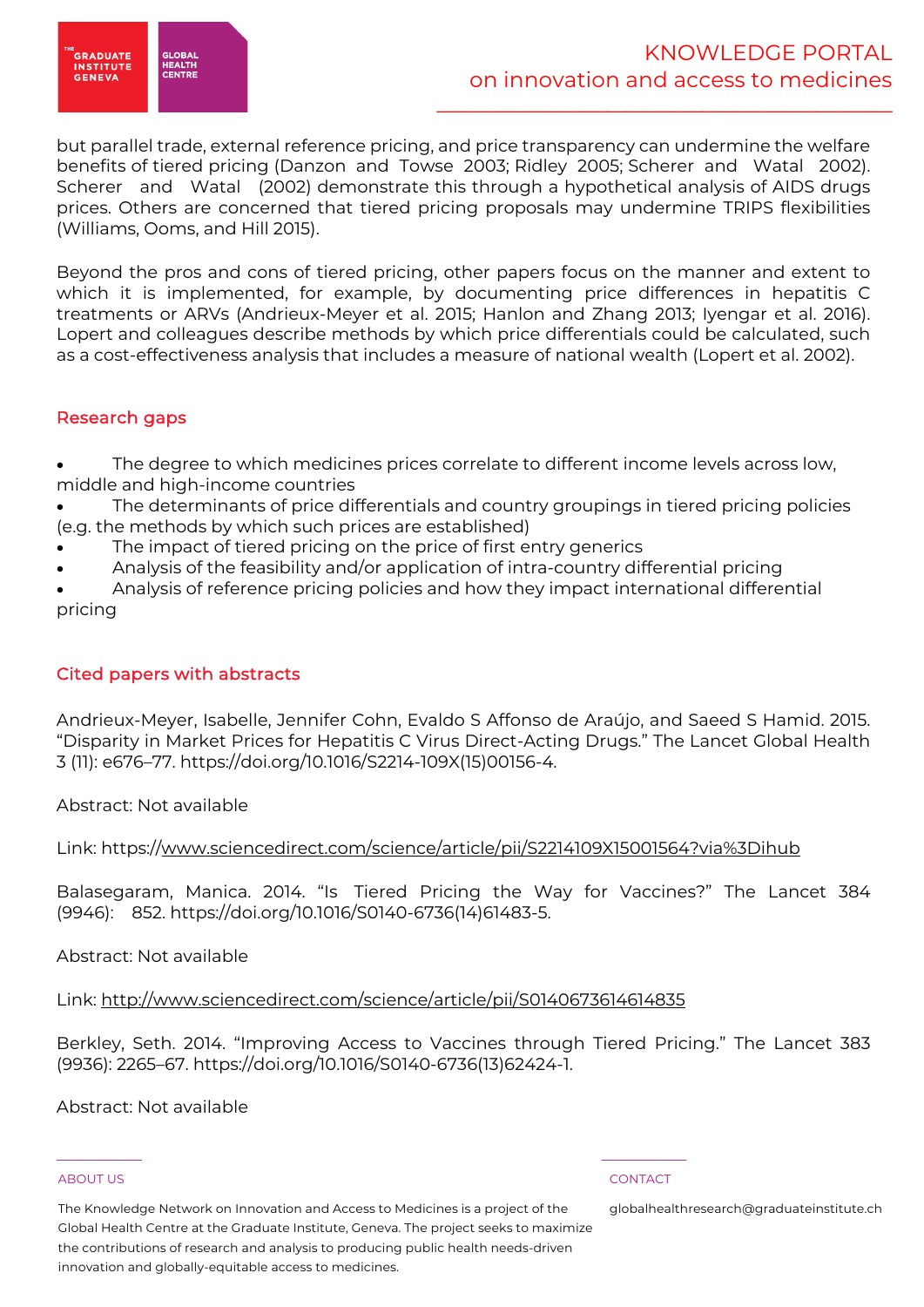but parallel trade, external reference pricing, and price transparency can undermine the welfare benefits of tiered pricing (Danzon and Towse 2003; Ridley 2005; Scherer and Watal 2002). Scherer and Watal (2002) demonstrate this through a hypothetical analysis of AIDS drugs prices. Others are concerned that tiered pricing proposals may undermine TRIPS flexibilities (Williams, Ooms, and Hill 2015).

Beyond the pros and cons of tiered pricing, other papers focus on the manner and extent to which it is implemented, for example, by documenting price differences in hepatitis C treatments or ARVs (Andrieux-Meyer et al. 2015; Hanlon and Zhang 2013; Iyengar et al. 2016). Lopert and colleagues describe methods by which price differentials could be calculated, such as a cost-effectiveness analysis that includes a measure of national wealth (Lopert et al. 2002).

## Research gaps

- The degree to which medicines prices correlate to different income levels across low, middle and high-income countries
- The determinants of price differentials and country groupings in tiered pricing policies (e.g. the methods by which such prices are established)
- The impact of tiered pricing on the price of first entry generics
- Analysis of the feasibility and/or application of intra-country differential pricing
- Analysis of reference pricing policies and how they impact international differential pricing

## Cited papers with abstracts

Andrieux-Meyer, Isabelle, Jennifer Cohn, Evaldo S Affonso de Araújo, and Saeed S Hamid. 2015. "Disparity in Market Prices for Hepatitis C Virus Direct-Acting Drugs." The Lancet Global Health 3 (11): e676–77. https://doi.org/10.1016/S2214-109X(15)00156-4.

Abstract: Not available

Link: https://www.sciencedirect.com/science/article/pii/S2214109X15001564?via%3Dihub

Balasegaram, Manica. 2014. "Is Tiered Pricing the Way for Vaccines?" The Lancet 384 (9946): 852. https://doi.org/10.1016/S0140-6736(14)61483-5.

Abstract: Not available

Link: http://www.sciencedirect.com/science/article/pii/S0140673614614835

Berkley, Seth. 2014. "Improving Access to Vaccines through Tiered Pricing." The Lancet 383 (9936): 2265–67. https://doi.org/10.1016/S0140-6736(13)62424-1.

Abstract: Not available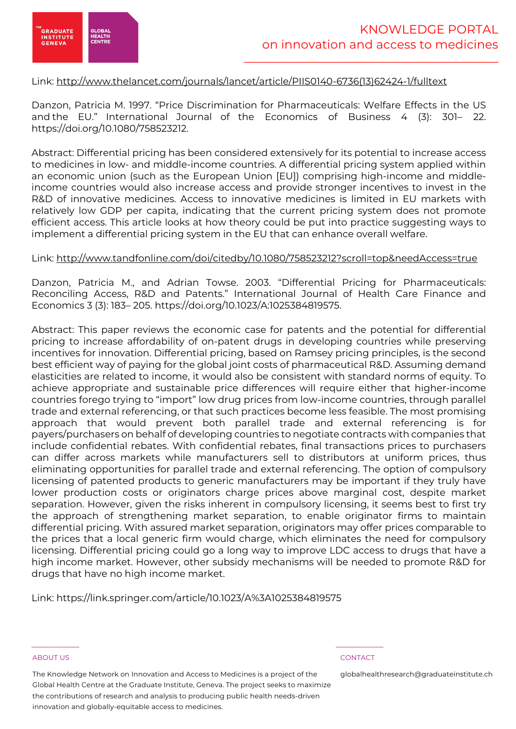Link: http://www.thelancet.com/journals/lancet/article/PIIS0140-6736(13)62424-1/fulltext

Danzon, Patricia M. 1997. "Price Discrimination for Pharmaceuticals: Welfare Effects in the US and the EU." International Journal of the Economics of Business 4 (3): 301– 22. https://doi.org/10.1080/758523212.

Abstract: Differential pricing has been considered extensively for its potential to increase access to medicines in low- and middle-income countries. A differential pricing system applied within an economic union (such as the European Union [EU]) comprising high-income and middle-income countries would also increase access and provide stronger incentives to invest in the R&D of innovative medicines. Access to innovative medicines is limited in EU markets with relatively low GDP per capita, indicating that the current pricing system does not promote efficient access. This article looks at how theory could be put into practice suggesting ways to implement a differential pricing system in the EU that can enhance overall welfare.

Link: http://www.tandfonline.com/doi/citedby/10.1080/758523212?scroll=top&needAccess=true

Danzon, Patricia M., and Adrian Towse. 2003. "Differential Pricing for Pharmaceuticals: Reconciling Access, R&D and Patents." International Journal of Health Care Finance and Economics 3 (3): 183– 205. https://doi.org/10.1023/A:1025384819575.

Abstract: This paper reviews the economic case for patents and the potential for differential pricing to increase affordability of on-patent drugs in developing countries while preserving incentives for innovation. Differential pricing, based on Ramsey pricing principles, is the second best efficient way of paying for the global joint costs of pharmaceutical R&D. Assuming demand elasticities are related to income, it would also be consistent with standard norms of equity. To achieve appropriate and sustainable price differences will require either that higher-income countries forego trying to "import" low drug prices from low-income countries, through parallel trade and external referencing, or that such practices become less feasible. The most promising approach that would prevent both parallel trade and external referencing is for payers/purchasers on behalf of developing countries to negotiate contracts with companies that include confidential rebates. With confidential rebates, final transactions prices to purchasers can differ across markets while manufacturers sell to distributors at uniform prices, thus eliminating opportunities for parallel trade and external referencing. The option of compulsory licensing of patented products to generic manufacturers may be important if they truly have lower production costs or originators charge prices above marginal cost, despite market separation. However, given the risks inherent in compulsory licensing, it seems best to first try the approach of strengthening market separation, to enable originator firms to maintain differential pricing. With assured market separation, originators may offer prices comparable to the prices that a local generic firm would charge, which eliminates the need for compulsory licensing. Differential pricing could go a long way to improve LDC access to drugs that have a high income market. However, other subsidy mechanisms will be needed to promote R&D for drugs that have no high income market.

Link: https://link.springer.com/article/10.1023/A%3A1025384819575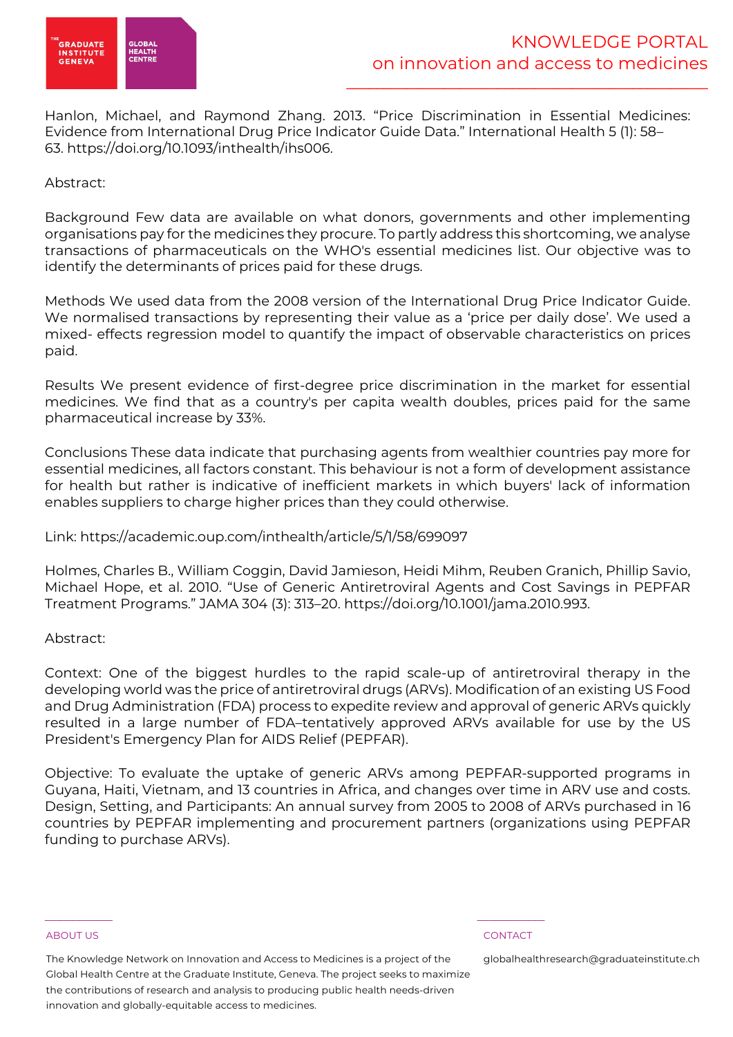Hanlon, Michael, and Raymond Zhang. 2013. "Price Discrimination in Essential Medicines: Evidence from International Drug Price Indicator Guide Data." International Health 5 (1): 58–63. https://doi.org/10.1093/inthealth/ihs006.

Abstract:

Background Few data are available on what donors, governments and other implementing organisations pay for the medicines they procure. To partly address this shortcoming, we analyse transactions of pharmaceuticals on the WHO's essential medicines list. Our objective was to identify the determinants of prices paid for these drugs.

Methods We used data from the 2008 version of the International Drug Price Indicator Guide. We normalised transactions by representing their value as a 'price per daily dose'. We used a mixed- effects regression model to quantify the impact of observable characteristics on prices paid.

Results We present evidence of first-degree price discrimination in the market for essential medicines. We find that as a country's per capita wealth doubles, prices paid for the same pharmaceutical increase by 33%.

Conclusions These data indicate that purchasing agents from wealthier countries pay more for essential medicines, all factors constant. This behaviour is not a form of development assistance for health but rather is indicative of inefficient markets in which buyers' lack of information enables suppliers to charge higher prices than they could otherwise.

Link: https://academic.oup.com/inthealth/article/5/1/58/699097

Holmes, Charles B., William Coggin, David Jamieson, Heidi Mihm, Reuben Granich, Phillip Savio, Michael Hope, et al. 2010. "Use of Generic Antiretroviral Agents and Cost Savings in PEPFAR Treatment Programs." JAMA 304 (3): 313–20. https://doi.org/10.1001/jama.2010.993.

Abstract:

Context: One of the biggest hurdles to the rapid scale-up of antiretroviral therapy in the developing world was the price of antiretroviral drugs (ARVs). Modification of an existing US Food and Drug Administration (FDA) process to expedite review and approval of generic ARVs quickly resulted in a large number of FDA–tentatively approved ARVs available for use by the US President's Emergency Plan for AIDS Relief (PEPFAR).

Objective: To evaluate the uptake of generic ARVs among PEPFAR-supported programs in Guyana, Haiti, Vietnam, and 13 countries in Africa, and changes over time in ARV use and costs. Design, Setting, and Participants: An annual survey from 2005 to 2008 of ARVs purchased in 16 countries by PEPFAR implementing and procurement partners (organizations using PEPFAR funding to purchase ARVs).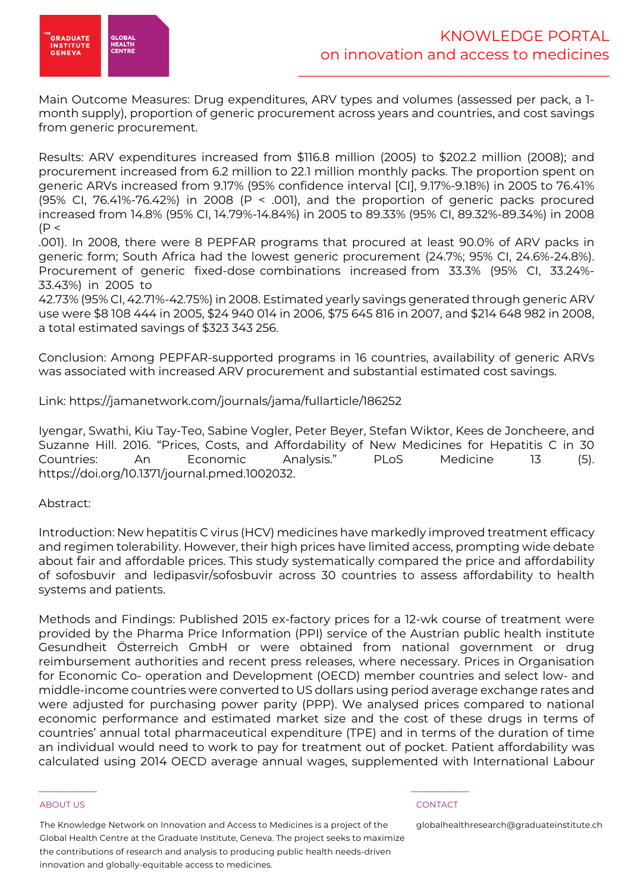Main Outcome Measures: Drug expenditures, ARV types and volumes (assessed per pack, a 1-month supply), proportion of generic procurement across years and countries, and cost savings from generic procurement.

Results: ARV expenditures increased from $116.8 million (2005) to $202.2 million (2008); and procurement increased from 6.2 million to 22.1 million monthly packs. The proportion spent on generic ARVs increased from 9.17% (95% confidence interval [CI], 9.17%-9.18%) in 2005 to 76.41% (95% CI, 76.41%-76.42%) in 2008 ($P < .001$), and the proportion of generic packs procured increased from 14.8% (95% CI, 14.79%-14.84%) in 2005 to 89.33% (95% CI, 89.32%-89.34%) in 2008 ($P < .001$). In 2008, there were 8 PEPFAR programs that procured at least 90.0% of ARV packs in generic form; South Africa had the lowest generic procurement (24.7%; 95% CI, 24.6%-24.8%). Procurement of generic fixed-dose combinations increased from 33.3% (95% CI, 33.24%-33.43%) in 2005 to 42.73% (95% CI, 42.71%-42.75%) in 2008. Estimated yearly savings generated through generic ARV use were $8 108 444 in 2005, $24 940 014 in 2006, $75 645 816 in 2007, and $214 648 982 in 2008, a total estimated savings of $323 343 256.

Conclusion: Among PEPFAR-supported programs in 16 countries, availability of generic ARVs was associated with increased ARV procurement and substantial estimated cost savings.

Link: https://jamanetwork.com/journals/jama/fullarticle/186252

Iyengar, Swathi, Kiu Tay-Teo, Sabine Vogler, Peter Beyer, Stefan Wiktor, Kees de Joncheere, and Suzanne Hill. 2016. "Prices, Costs, and Affordability of New Medicines for Hepatitis C in 30 Countries: An Economic Analysis." PLoS Medicine 13 (5). https://doi.org/10.1371/journal.pmed.1002032.

Abstract:

Introduction: New hepatitis C virus (HCV) medicines have markedly improved treatment efficacy and regimen tolerability. However, their high prices have limited access, prompting wide debate about fair and affordable prices. This study systematically compared the price and affordability of sofosbuvir and ledipasvir/sofosbuvir across 30 countries to assess affordability to health systems and patients.

Methods and Findings: Published 2015 ex-factory prices for a 12-wk course of treatment were provided by the Pharma Price Information (PPI) service of the Austrian public health institute Gesundheit Österreich GmbH or were obtained from national government or drug reimbursement authorities and recent press releases, where necessary. Prices in Organisation for Economic Co- operation and Development (OECD) member countries and select low- and middle-income countries were converted to US dollars using period average exchange rates and were adjusted for purchasing power parity (PPP). We analysed prices compared to national economic performance and estimated market size and the cost of these drugs in terms of countries' annual total pharmaceutical expenditure (TPE) and in terms of the duration of time an individual would need to work to pay for treatment out of pocket. Patient affordability was calculated using 2014 OECD average annual wages, supplemented with International Labour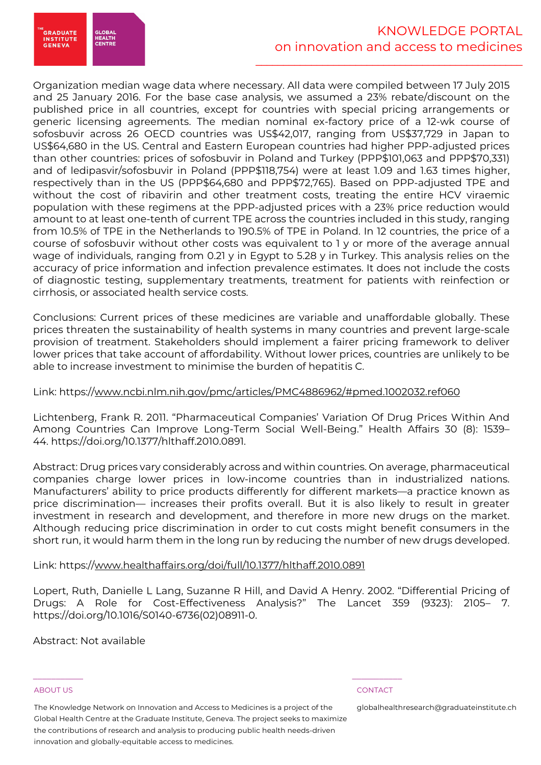Organization median wage data where necessary. All data were compiled between 17 July 2015 and 25 January 2016. For the base case analysis, we assumed a 23% rebate/discount on the published price in all countries, except for countries with special pricing arrangements or generic licensing agreements. The median nominal ex-factory price of a 12-wk course of sofosbuvir across 26 OECD countries was US$42,017, ranging from US$37,729 in Japan to US$64,680 in the US. Central and Eastern European countries had higher PPP-adjusted prices than other countries: prices of sofosbuvir in Poland and Turkey (PPP$101,063 and PPP$70,331) and of ledipasvir/sofosbuvir in Poland (PPP$118,754) were at least 1.09 and 1.63 times higher, respectively than in the US (PPP$64,680 and PPP$72,765). Based on PPP-adjusted TPE and without the cost of ribavirin and other treatment costs, treating the entire HCV viraemic population with these regimens at the PPP-adjusted prices with a 23% price reduction would amount to at least one-tenth of current TPE across the countries included in this study, ranging from 10.5% of TPE in the Netherlands to 190.5% of TPE in Poland. In 12 countries, the price of a course of sofosbuvir without other costs was equivalent to 1 y or more of the average annual wage of individuals, ranging from 0.21 y in Egypt to 5.28 y in Turkey. This analysis relies on the accuracy of price information and infection prevalence estimates. It does not include the costs of diagnostic testing, supplementary treatments, treatment for patients with reinfection or cirrhosis, or associated health service costs.

Conclusions: Current prices of these medicines are variable and unaffordable globally. These prices threaten the sustainability of health systems in many countries and prevent large-scale provision of treatment. Stakeholders should implement a fairer pricing framework to deliver lower prices that take account of affordability. Without lower prices, countries are unlikely to be able to increase investment to minimise the burden of hepatitis C.

Link: https://www.ncbi.nlm.nih.gov/pmc/articles/PMC4886962/#pmed.1002032.ref060

Lichtenberg, Frank R. 2011. "Pharmaceutical Companies' Variation Of Drug Prices Within And Among Countries Can Improve Long-Term Social Well-Being." Health Affairs 30 (8): 1539–44. https://doi.org/10.1377/hlthaff.2010.0891.

Abstract: Drug prices vary considerably across and within countries. On average, pharmaceutical companies charge lower prices in low-income countries than in industrialized nations. Manufacturers' ability to price products differently for different markets—a practice known as price discrimination— increases their profits overall. But it is also likely to result in greater investment in research and development, and therefore in more new drugs on the market. Although reducing price discrimination in order to cut costs might benefit consumers in the short run, it would harm them in the long run by reducing the number of new drugs developed.

Link: https://www.healthaffairs.org/doi/full/10.1377/hlthaff.2010.0891

Lopert, Ruth, Danielle L Lang, Suzanne R Hill, and David A Henry. 2002. "Differential Pricing of Drugs: A Role for Cost-Effectiveness Analysis?" The Lancet 359 (9323): 2105– 7. https://doi.org/10.1016/S0140-6736(02)08911-0.

Abstract: Not available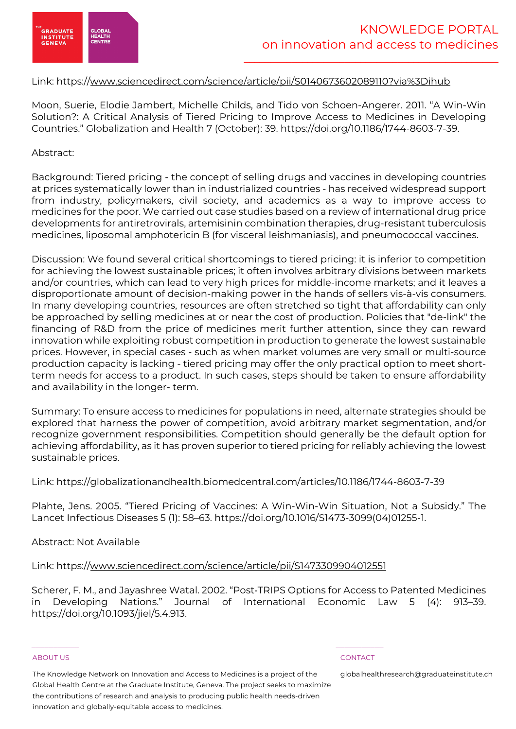Link: https://www.sciencedirect.com/science/article/pii/S0140673602089110?via%3Dihub

Moon, Suerie, Elodie Jambert, Michelle Childs, and Tido von Schoen-Angerer. 2011. "A Win-Win Solution?: A Critical Analysis of Tiered Pricing to Improve Access to Medicines in Developing Countries." Globalization and Health 7 (October): 39. https://doi.org/10.1186/1744-8603-7-39.

Abstract:

Background: Tiered pricing - the concept of selling drugs and vaccines in developing countries at prices systematically lower than in industrialized countries - has received widespread support from industry, policymakers, civil society, and academics as a way to improve access to medicines for the poor. We carried out case studies based on a review of international drug price developments for antiretrovirals, artemisinin combination therapies, drug-resistant tuberculosis medicines, liposomal amphotericin B (for visceral leishmaniasis), and pneumococcal vaccines.

Discussion: We found several critical shortcomings to tiered pricing: it is inferior to competition for achieving the lowest sustainable prices; it often involves arbitrary divisions between markets and/or countries, which can lead to very high prices for middle-income markets; and it leaves a disproportionate amount of decision-making power in the hands of sellers vis-à-vis consumers. In many developing countries, resources are often stretched so tight that affordability can only be approached by selling medicines at or near the cost of production. Policies that "de-link" the financing of R&D from the price of medicines merit further attention, since they can reward innovation while exploiting robust competition in production to generate the lowest sustainable prices. However, in special cases - such as when market volumes are very small or multi-source production capacity is lacking - tiered pricing may offer the only practical option to meet short-term needs for access to a product. In such cases, steps should be taken to ensure affordability and availability in the longer- term.

Summary: To ensure access to medicines for populations in need, alternate strategies should be explored that harness the power of competition, avoid arbitrary market segmentation, and/or recognize government responsibilities. Competition should generally be the default option for achieving affordability, as it has proven superior to tiered pricing for reliably achieving the lowest sustainable prices.

Link: https://globalizationandhealth.biomedcentral.com/articles/10.1186/1744-8603-7-39

Plahte, Jens. 2005. "Tiered Pricing of Vaccines: A Win-Win-Win Situation, Not a Subsidy." The Lancet Infectious Diseases 5 (1): 58–63. https://doi.org/10.1016/S1473-3099(04)01255-1.

Abstract: Not Available

Link: https://www.sciencedirect.com/science/article/pii/S1473309904012551

Scherer, F. M., and Jayashree Watal. 2002. "Post-TRIPS Options for Access to Patented Medicines in Developing Nations." Journal of International Economic Law 5 (4): 913–39. https://doi.org/10.1093/jiel/5.4.913.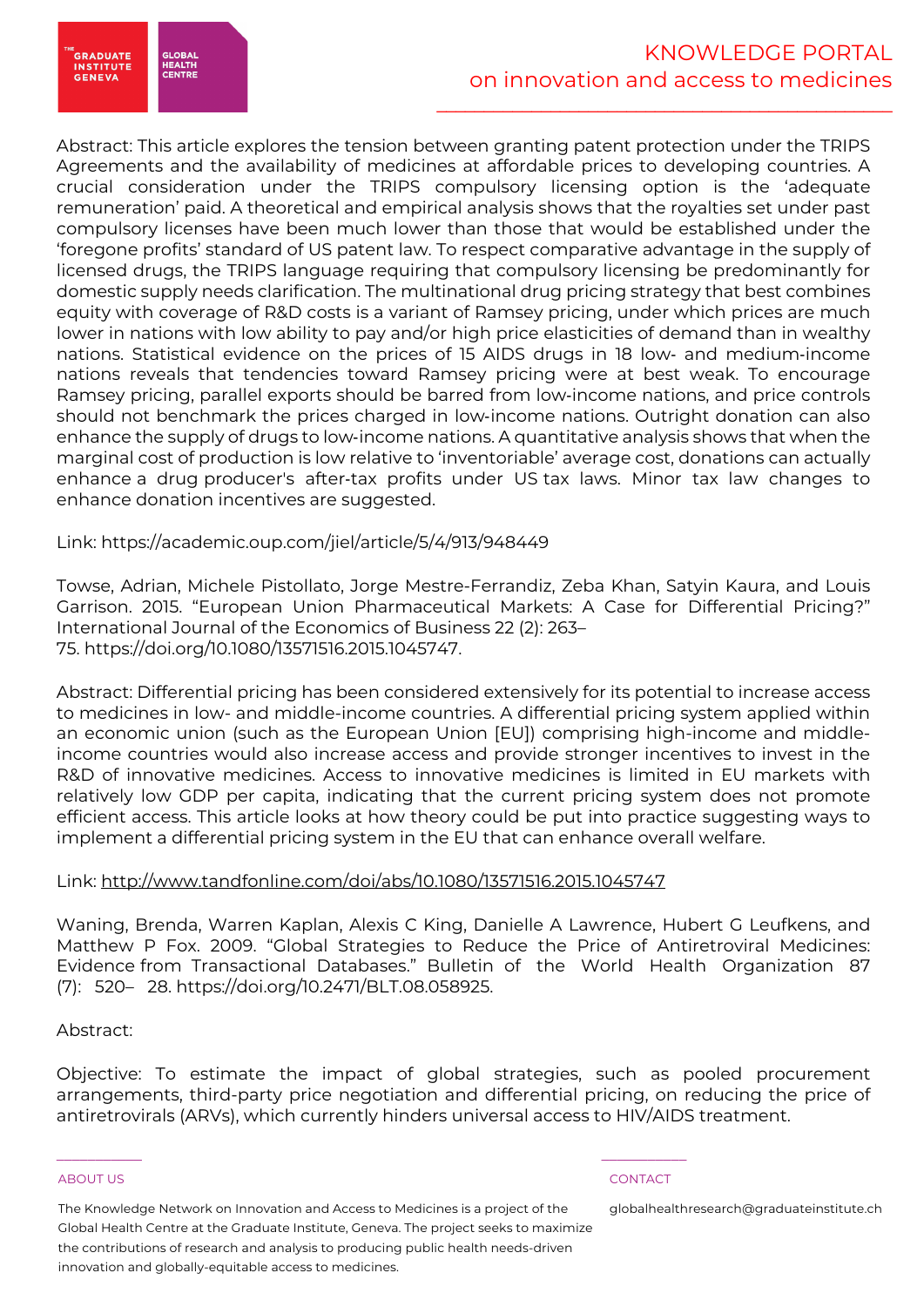Abstract: This article explores the tension between granting patent protection under the TRIPS Agreements and the availability of medicines at affordable prices to developing countries. A crucial consideration under the TRIPS compulsory licensing option is the 'adequate remuneration' paid. A theoretical and empirical analysis shows that the royalties set under past compulsory licenses have been much lower than those that would be established under the 'foregone profits' standard of US patent law. To respect comparative advantage in the supply of licensed drugs, the TRIPS language requiring that compulsory licensing be predominantly for domestic supply needs clarification. The multinational drug pricing strategy that best combines equity with coverage of R&D costs is a variant of Ramsey pricing, under which prices are much lower in nations with low ability to pay and/or high price elasticities of demand than in wealthy nations. Statistical evidence on the prices of 15 AIDS drugs in 18 low- and medium-income nations reveals that tendencies toward Ramsey pricing were at best weak. To encourage Ramsey pricing, parallel exports should be barred from low-income nations, and price controls should not benchmark the prices charged in low-income nations. Outright donation can also enhance the supply of drugs to low-income nations. A quantitative analysis shows that when the marginal cost of production is low relative to 'inventoriable' average cost, donations can actually enhance a drug producer's after-tax profits under US tax laws. Minor tax law changes to enhance donation incentives are suggested.

Link: https://academic.oup.com/jiel/article/5/4/913/948449

Towse, Adrian, Michele Pistollato, Jorge Mestre-Ferrandiz, Zeba Khan, Satyin Kaura, and Louis Garrison. 2015. "European Union Pharmaceutical Markets: A Case for Differential Pricing?" International Journal of the Economics of Business 22 (2): 263–75. https://doi.org/10.1080/13571516.2015.1045747.

Abstract: Differential pricing has been considered extensively for its potential to increase access to medicines in low- and middle-income countries. A differential pricing system applied within an economic union (such as the European Union [EU]) comprising high-income and middle-income countries would also increase access and provide stronger incentives to invest in the R&D of innovative medicines. Access to innovative medicines is limited in EU markets with relatively low GDP per capita, indicating that the current pricing system does not promote efficient access. This article looks at how theory could be put into practice suggesting ways to implement a differential pricing system in the EU that can enhance overall welfare.

Link: http://www.tandfonline.com/doi/abs/10.1080/13571516.2015.1045747

Waning, Brenda, Warren Kaplan, Alexis C King, Danielle A Lawrence, Hubert G Leufkens, and Matthew P Fox. 2009. "Global Strategies to Reduce the Price of Antiretroviral Medicines: Evidence from Transactional Databases." Bulletin of the World Health Organization 87 (7): 520– 28. https://doi.org/10.2471/BLT.08.058925.

Abstract:

Objective: To estimate the impact of global strategies, such as pooled procurement arrangements, third-party price negotiation and differential pricing, on reducing the price of antiretrovirals (ARVs), which currently hinders universal access to HIV/AIDS treatment.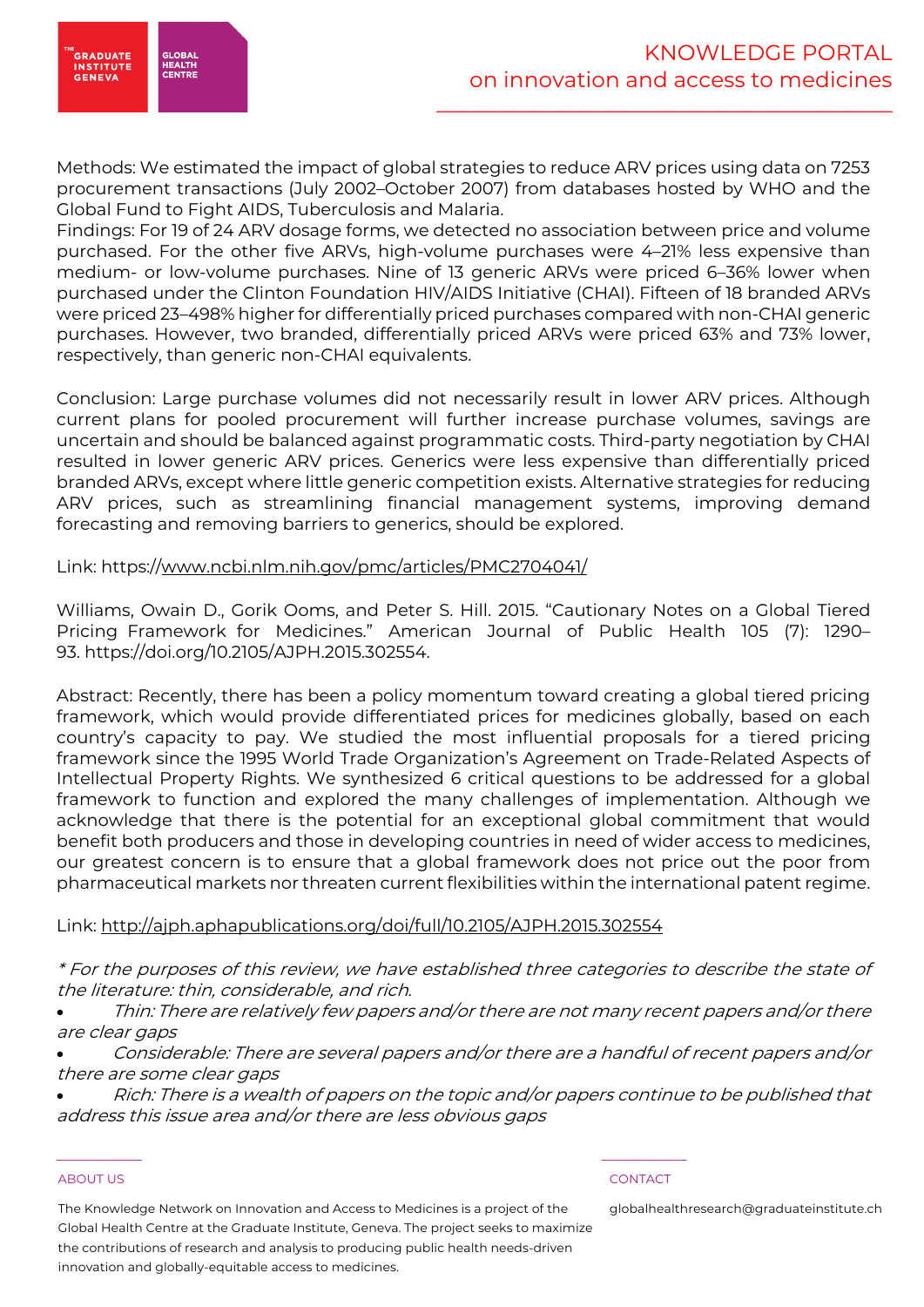Methods: We estimated the impact of global strategies to reduce ARV prices using data on 7253 procurement transactions (July 2002–October 2007) from databases hosted by WHO and the Global Fund to Fight AIDS, Tuberculosis and Malaria.

Findings: For 19 of 24 ARV dosage forms, we detected no association between price and volume purchased. For the other five ARVs, high-volume purchases were 4–21% less expensive than medium- or low-volume purchases. Nine of 13 generic ARVs were priced 6–36% lower when purchased under the Clinton Foundation HIV/AIDS Initiative (CHAI). Fifteen of 18 branded ARVs were priced 23–498% higher for differentially priced purchases compared with non-CHAI generic purchases. However, two branded, differentially priced ARVs were priced 63% and 73% lower, respectively, than generic non-CHAI equivalents.

Conclusion: Large purchase volumes did not necessarily result in lower ARV prices. Although current plans for pooled procurement will further increase purchase volumes, savings are uncertain and should be balanced against programmatic costs. Third-party negotiation by CHAI resulted in lower generic ARV prices. Generics were less expensive than differentially priced branded ARVs, except where little generic competition exists. Alternative strategies for reducing ARV prices, such as streamlining financial management systems, improving demand forecasting and removing barriers to generics, should be explored.

Link: https://www.ncbi.nlm.nih.gov/pmc/articles/PMC2704041/

Williams, Owain D., Gorik Ooms, and Peter S. Hill. 2015. "Cautionary Notes on a Global Tiered Pricing Framework for Medicines." American Journal of Public Health 105 (7): 1290–93. https://doi.org/10.2105/AJPH.2015.302554.

Abstract: Recently, there has been a policy momentum toward creating a global tiered pricing framework, which would provide differentiated prices for medicines globally, based on each country's capacity to pay. We studied the most influential proposals for a tiered pricing framework since the 1995 World Trade Organization's Agreement on Trade-Related Aspects of Intellectual Property Rights. We synthesized 6 critical questions to be addressed for a global framework to function and explored the many challenges of implementation. Although we acknowledge that there is the potential for an exceptional global commitment that would benefit both producers and those in developing countries in need of wider access to medicines, our greatest concern is to ensure that a global framework does not price out the poor from pharmaceutical markets nor threaten current flexibilities within the international patent regime.

Link: http://ajph.aphapublications.org/doi/full/10.2105/AJPH.2015.302554

*\* For the purposes of this review, we have established three categories to describe the state of the literature: thin, considerable, and rich.*

- *Thin: There are relatively few papers and/or there are not many recent papers and/or there are clear gaps*
- *Considerable: There are several papers and/or there are a handful of recent papers and/or there are some clear gaps*
- *Rich: There is a wealth of papers on the topic and/or papers continue to be published that address this issue area and/or there are less obvious gaps*

ABOUT US

The Knowledge Network on Innovation and Access to Medicines is a project of the Global Health Centre at the Graduate Institute, Geneva. The project seeks to maximize the contributions of research and analysis to producing public health needs-driven innovation and globally-equitable access to medicines.

CONTACT

globalhealthresearch@graduateinstitute.ch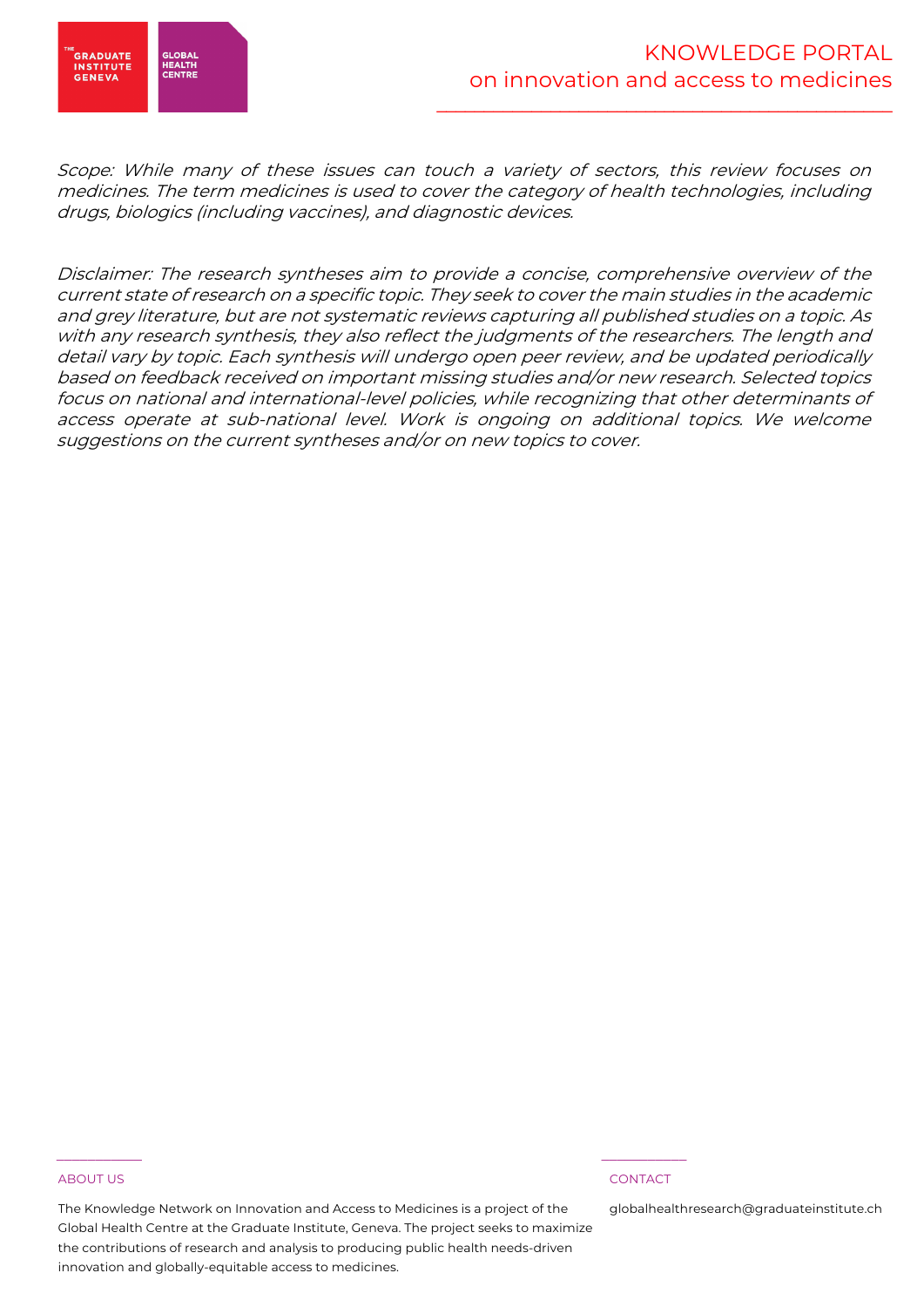*Scope: While many of these issues can touch a variety of sectors, this review focuses on medicines. The term medicines is used to cover the category of health technologies, including drugs, biologics (including vaccines), and diagnostic devices.*

*Disclaimer: The research syntheses aim to provide a concise, comprehensive overview of the current state of research on a specific topic. They seek to cover the main studies in the academic and grey literature, but are not systematic reviews capturing all published studies on a topic. As with any research synthesis, they also reflect the judgments of the researchers. The length and detail vary by topic. Each synthesis will undergo open peer review, and be updated periodically based on feedback received on important missing studies and/or new research. Selected topics focus on national and international-level policies, while recognizing that other determinants of access operate at sub-national level. Work is ongoing on additional topics. We welcome suggestions on the current syntheses and/or on new topics to cover.*

ABOUT US

The Knowledge Network on Innovation and Access to Medicines is a project of the Global Health Centre at the Graduate Institute, Geneva. The project seeks to maximize the contributions of research and analysis to producing public health needs-driven innovation and globally-equitable access to medicines.

CONTACT

globalhealthresearch@graduateinstitute.ch